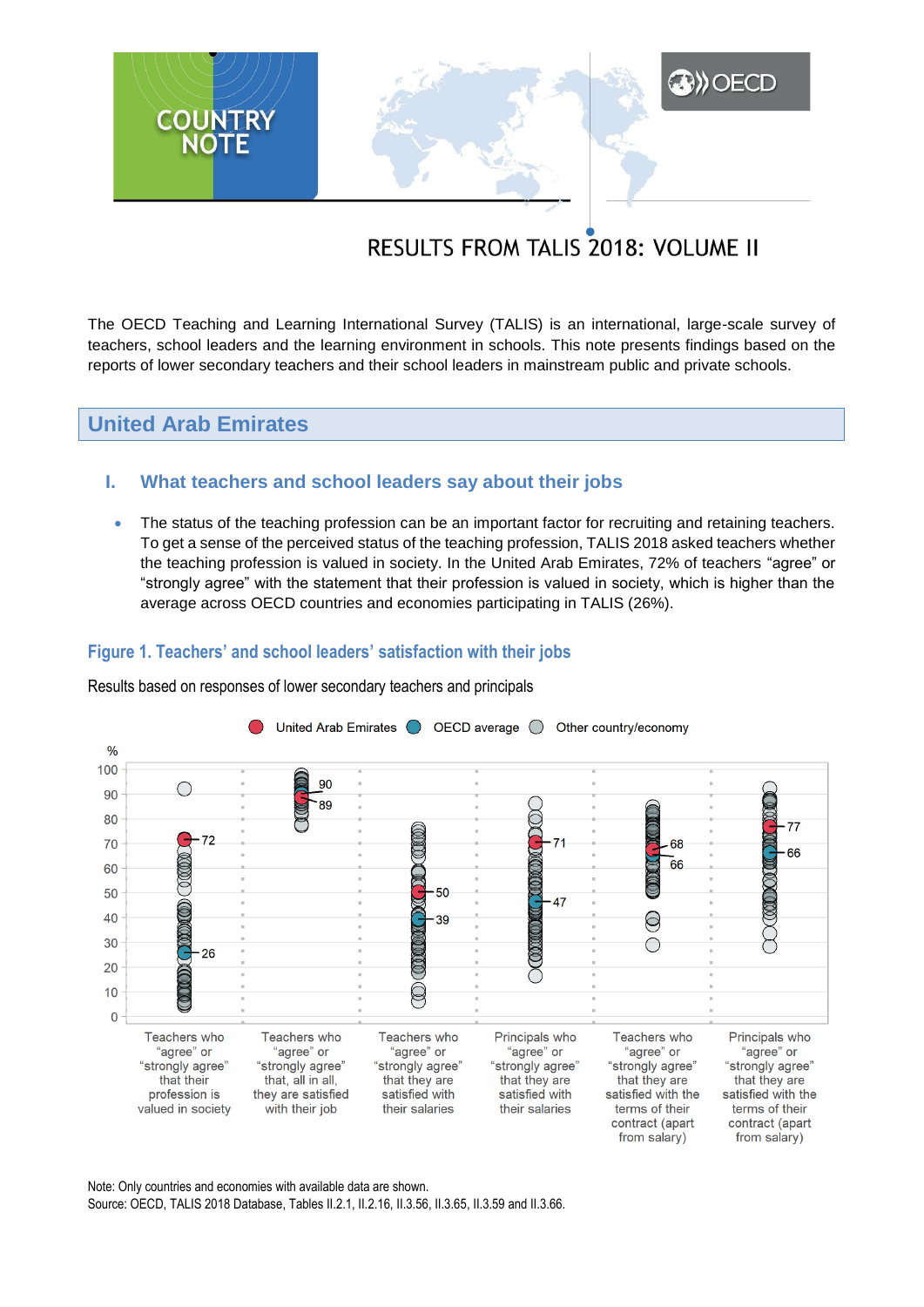# COUNTRY NOTE

## RESULTS FROM TALIS 2018: VOLUME II

The OECD Teaching and Learning International Survey (TALIS) is an international, large-scale survey of teachers, school leaders and the learning environment in schools. This note presents findings based on the reports of lower secondary teachers and their school leaders in mainstream public and private schools.

## United Arab Emirates

### I. What teachers and school leaders say about their jobs

- The status of the teaching profession can be an important factor for recruiting and retaining teachers. To get a sense of the perceived status of the teaching profession, TALIS 2018 asked teachers whether the teaching profession is valued in society. In the United Arab Emirates, 72% of teachers "agree" or "strongly agree" with the statement that their profession is valued in society, which is higher than the average across OECD countries and economies participating in TALIS (26%).

**Figure 1. Teachers' and school leaders' satisfaction with their jobs**

Results based on responses of lower secondary teachers and principals

| % | United Arab Emirates | OECD average |
|---|---|---|
| Teachers who "agree" or "strongly agree" that their profession is valued in society | 72 | 26 |
| Teachers who "agree" or "strongly agree" that, all in all, they are satisfied with their job | 89 | 90 |
| Teachers who "agree" or "strongly agree" that they are satisfied with their salaries | 50 | 39 |
| Principals who "agree" or "strongly agree" that they are satisfied with their salaries | 71 | 47 |
| Teachers who "agree" or "strongly agree" that they are satisfied with the terms of their contract (apart from salary) | 68 | 66 |
| Principals who "agree" or "strongly agree" that they are satisfied with the terms of their contract (apart from salary) | 77 | 66 |

Note: Only countries and economies with available data are shown.
Source: OECD, TALIS 2018 Database, Tables II.2.1, II.2.16, II.3.56, II.3.59 and II.3.66.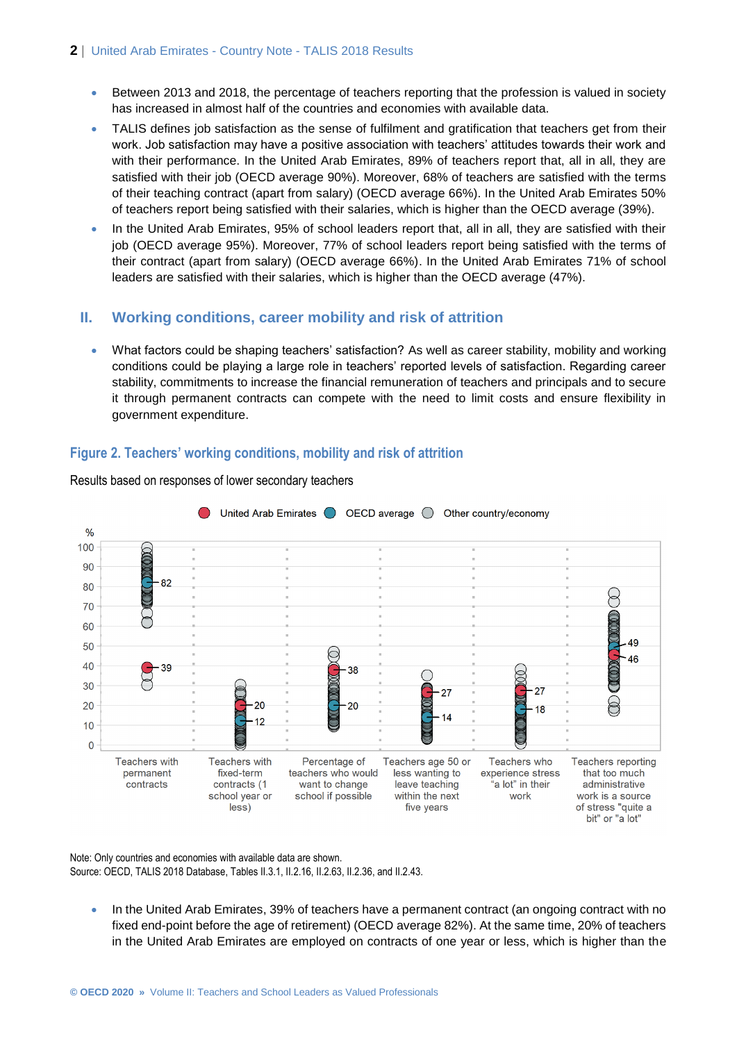- Between 2013 and 2018, the percentage of teachers reporting that the profession is valued in society has increased in almost half of the countries and economies with available data.
- TALIS defines job satisfaction as the sense of fulfilment and gratification that teachers get from their work. Job satisfaction may have a positive association with teachers' attitudes towards their work and with their performance. In the United Arab Emirates, 89% of teachers report that, all in all, they are satisfied with their job (OECD average 90%). Moreover, 68% of teachers are satisfied with the terms of their teaching contract (apart from salary) (OECD average 66%). In the United Arab Emirates 50% of teachers report being satisfied with their salaries, which is higher than the OECD average (39%).
- In the United Arab Emirates, 95% of school leaders report that, all in all, they are satisfied with their job (OECD average 95%). Moreover, 77% of school leaders report being satisfied with the terms of their contract (apart from salary) (OECD average 66%). In the United Arab Emirates 71% of school leaders are satisfied with their salaries, which is higher than the OECD average (47%).

## II. Working conditions, career mobility and risk of attrition

- What factors could be shaping teachers' satisfaction? As well as career stability, mobility and working conditions could be playing a large role in teachers' reported levels of satisfaction. Regarding career stability, commitments to increase the financial remuneration of teachers and principals and to secure it through permanent contracts can compete with the need to limit costs and ensure flexibility in government expenditure.

### Figure 2. Teachers' working conditions, mobility and risk of attrition

Results based on responses of lower secondary teachers

| Indicator | United Arab Emirates (%) | OECD average (%) |
|---|---|---|
| Teachers with permanent contracts | 39 | 82 |
| Teachers with fixed-term contracts (1 school year or less) | 20 | 12 |
| Percentage of teachers who would want to change school if possible | 38 | 20 |
| Teachers age 50 or less wanting to leave teaching within the next five years | 27 | 14 |
| Teachers who experience stress "a lot" in their work | 27 | 18 |
| Teachers reporting that too much administrative work is a source of stress "quite a bit" or "a lot" | 46 | 49 |

Note: Only countries and economies with available data are shown.
Source: OECD, TALIS 2018 Database, Tables II.3.1, II.2.16, II.2.63, II.2.36, and II.2.43.

- In the United Arab Emirates, 39% of teachers have a permanent contract (an ongoing contract with no fixed end-point before the age of retirement) (OECD average 82%). At the same time, 20% of teachers in the United Arab Emirates are employed on contracts of one year or less, which is higher than the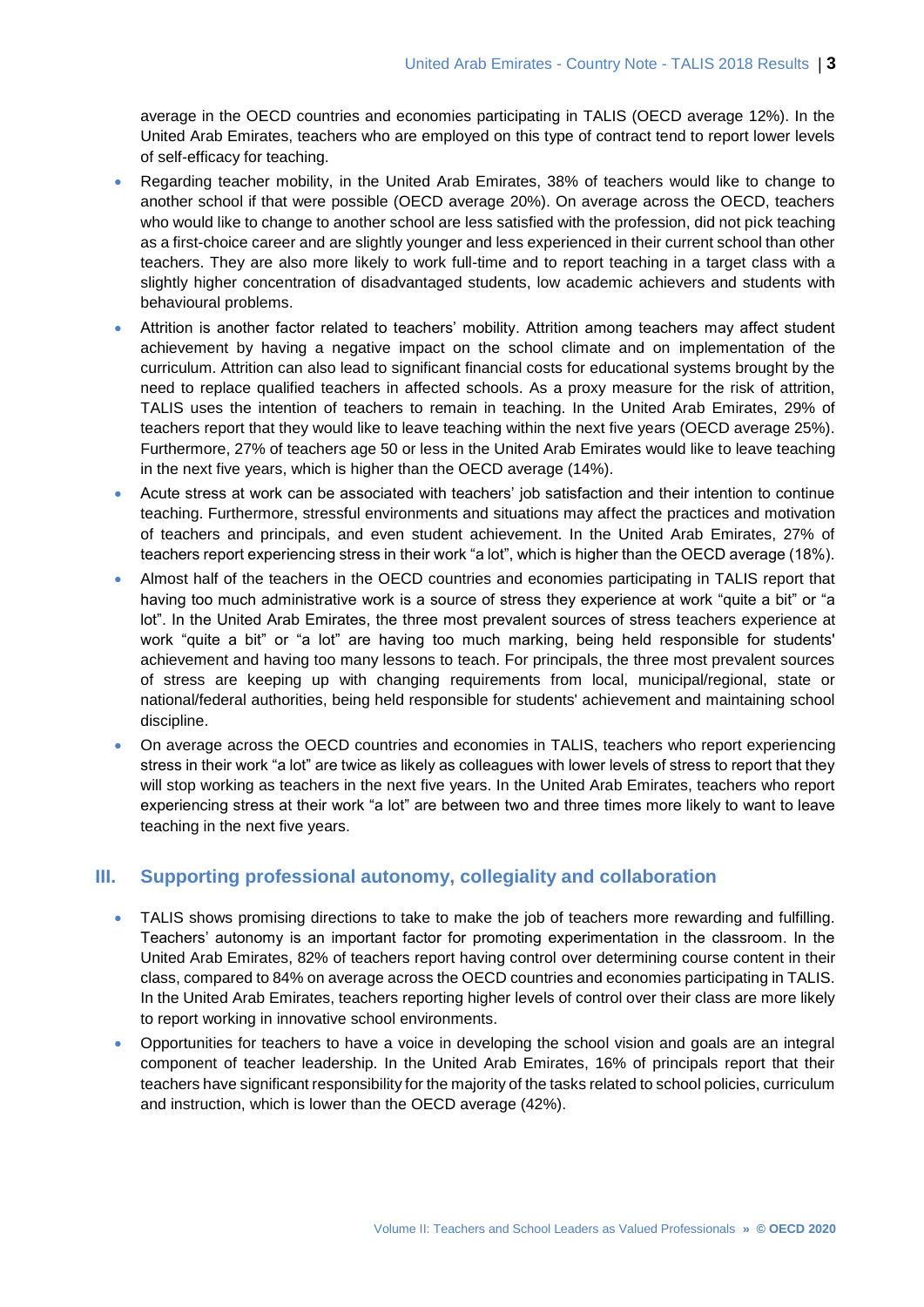average in the OECD countries and economies participating in TALIS (OECD average 12%). In the United Arab Emirates, teachers who are employed on this type of contract tend to report lower levels of self-efficacy for teaching.

- Regarding teacher mobility, in the United Arab Emirates, 38% of teachers would like to change to another school if that were possible (OECD average 20%). On average across the OECD, teachers who would like to change to another school are less satisfied with the profession, did not pick teaching as a first-choice career and are slightly younger and less experienced in their current school than other teachers. They are also more likely to work full-time and to report teaching in a target class with a slightly higher concentration of disadvantaged students, low academic achievers and students with behavioural problems.
- Attrition is another factor related to teachers' mobility. Attrition among teachers may affect student achievement by having a negative impact on the school climate and on implementation of the curriculum. Attrition can also lead to significant financial costs for educational systems brought by the need to replace qualified teachers in affected schools. As a proxy measure for the risk of attrition, TALIS uses the intention of teachers to remain in teaching. In the United Arab Emirates, 29% of teachers report that they would like to leave teaching within the next five years (OECD average 25%). Furthermore, 27% of teachers age 50 or less in the United Arab Emirates would like to leave teaching in the next five years, which is higher than the OECD average (14%).
- Acute stress at work can be associated with teachers' job satisfaction and their intention to continue teaching. Furthermore, stressful environments and situations may affect the practices and motivation of teachers and principals, and even student achievement. In the United Arab Emirates, 27% of teachers report experiencing stress in their work "a lot", which is higher than the OECD average (18%).
- Almost half of the teachers in the OECD countries and economies participating in TALIS report that having too much administrative work is a source of stress they experience at work "quite a bit" or "a lot". In the United Arab Emirates, the three most prevalent sources of stress teachers experience at work "quite a bit" or "a lot" are having too much marking, being held responsible for students' achievement and having too many lessons to teach. For principals, the three most prevalent sources of stress are keeping up with changing requirements from local, municipal/regional, state or national/federal authorities, being held responsible for students' achievement and maintaining school discipline.
- On average across the OECD countries and economies in TALIS, teachers who report experiencing stress in their work "a lot" are twice as likely as colleagues with lower levels of stress to report that they will stop working as teachers in the next five years. In the United Arab Emirates, teachers who report experiencing stress at their work "a lot" are between two and three times more likely to want to leave teaching in the next five years.

## III. Supporting professional autonomy, collegiality and collaboration

- TALIS shows promising directions to take to make the job of teachers more rewarding and fulfilling. Teachers' autonomy is an important factor for promoting experimentation in the classroom. In the United Arab Emirates, 82% of teachers report having control over determining course content in their class, compared to 84% on average across the OECD countries and economies participating in TALIS. In the United Arab Emirates, teachers reporting higher levels of control over their class are more likely to report working in innovative school environments.
- Opportunities for teachers to have a voice in developing the school vision and goals are an integral component of teacher leadership. In the United Arab Emirates, 16% of principals report that their teachers have significant responsibility for the majority of the tasks related to school policies, curriculum and instruction, which is lower than the OECD average (42%).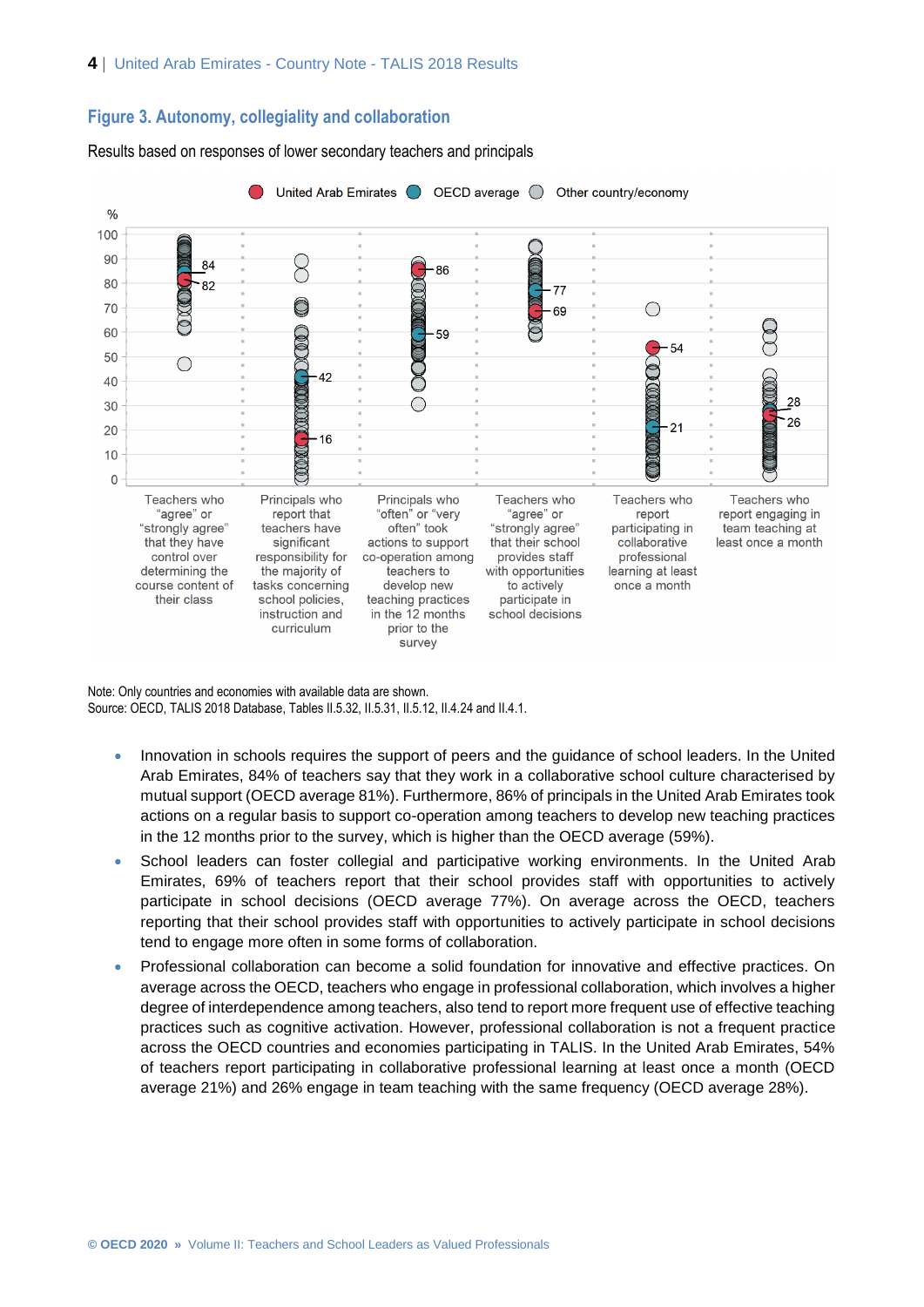## Figure 3. Autonomy, collegiality and collaboration

Results based on responses of lower secondary teachers and principals

| Indicator | United Arab Emirates | OECD average |
|---|---|---|
| Teachers who "agree" or "strongly agree" that they have control over determining the course content of their class | 82 | 84 |
| Principals who report that teachers have significant responsibility for the majority of tasks concerning school policies, instruction and curriculum | 16 | 42 |
| Principals who "often" or "very often" took actions to support co-operation among teachers to develop new teaching practices in the 12 months prior to the survey | 86 | 59 |
| Teachers who "agree" or "strongly agree" that their school provides staff with opportunities to actively participate in school decisions | 69 | 77 |
| Teachers who report participating in collaborative professional learning at least once a month | 54 | 21 |
| Teachers who report engaging in team teaching at least once a month | 26 | 28 |

Note: Only countries and economies with available data are shown.
Source: OECD, TALIS 2018 Database, Tables II.5.32, II.5.31, II.5.12, II.4.24 and II.4.1.

- Innovation in schools requires the support of peers and the guidance of school leaders. In the United Arab Emirates, 84% of teachers say that they work in a collaborative school culture characterised by mutual support (OECD average 81%). Furthermore, 86% of principals in the United Arab Emirates took actions on a regular basis to support co-operation among teachers to develop new teaching practices in the 12 months prior to the survey, which is higher than the OECD average (59%).
- School leaders can foster collegial and participative working environments. In the United Arab Emirates, 69% of teachers report that their school provides staff with opportunities to actively participate in school decisions (OECD average 77%). On average across the OECD, teachers reporting that their school provides staff with opportunities to actively participate in school decisions tend to engage more often in some forms of collaboration.
- Professional collaboration can become a solid foundation for innovative and effective practices. On average across the OECD, teachers who engage in professional collaboration, which involves a higher degree of interdependence among teachers, also tend to report more frequent use of effective teaching practices such as cognitive activation. However, professional collaboration is not a frequent practice across the OECD countries and economies participating in TALIS. In the United Arab Emirates, 54% of teachers report participating in collaborative professional learning at least once a month (OECD average 21%) and 26% engage in team teaching with the same frequency (OECD average 28%).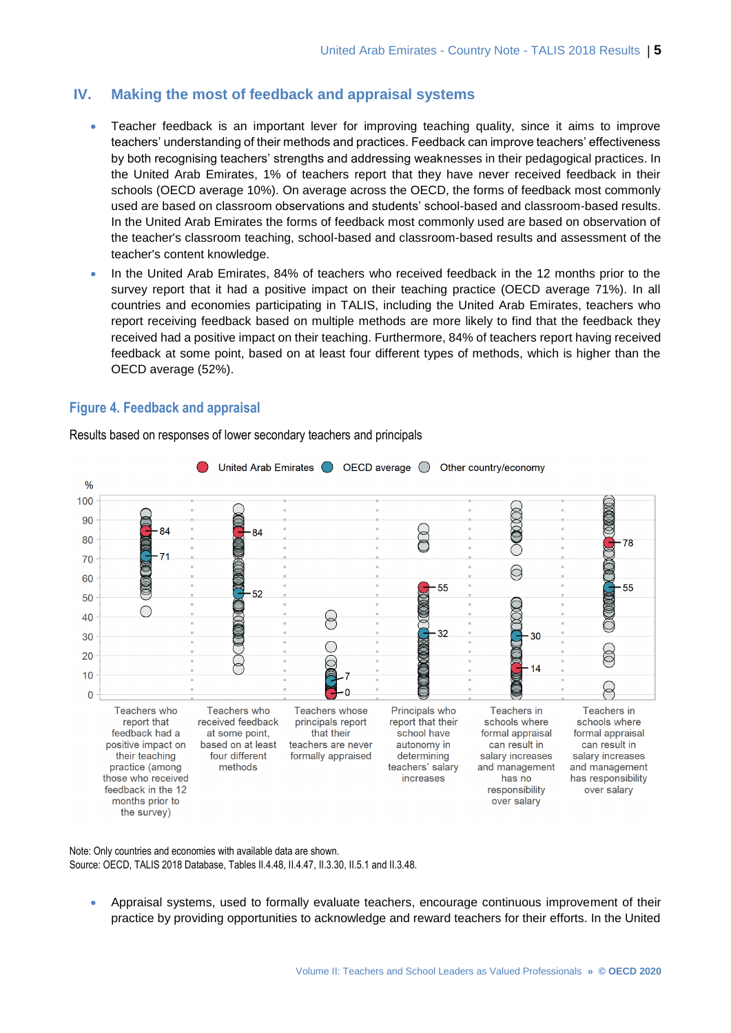## IV. Making the most of feedback and appraisal systems

- Teacher feedback is an important lever for improving teaching quality, since it aims to improve teachers' understanding of their methods and practices. Feedback can improve teachers' effectiveness by both recognising teachers' strengths and addressing weaknesses in their pedagogical practices. In the United Arab Emirates, 1% of teachers report that they have never received feedback in their schools (OECD average 10%). On average across the OECD, the forms of feedback most commonly used are based on classroom observations and students' school-based and classroom-based results. In the United Arab Emirates the forms of feedback most commonly used are based on observation of the teacher's classroom teaching, school-based and classroom-based results and assessment of the teacher's content knowledge.
- In the United Arab Emirates, 84% of teachers who received feedback in the 12 months prior to the survey report that it had a positive impact on their teaching practice (OECD average 71%). In all countries and economies participating in TALIS, including the United Arab Emirates, teachers who report receiving feedback based on multiple methods are more likely to find that the feedback they received had a positive impact on their teaching. Furthermore, 84% of teachers report having received feedback at some point, based on at least four different types of methods, which is higher than the OECD average (52%).

### Figure 4. Feedback and appraisal

Results based on responses of lower secondary teachers and principals

| Indicator (%) | United Arab Emirates | OECD average |
|---|---|---|
| Teachers who report that feedback had a positive impact on their teaching practice (among those who received feedback in the 12 months prior to the survey) | 84 | 71 |
| Teachers who received feedback at some point, based on at least four different methods | 84 | 52 |
| Teachers whose principals report that their teachers are never formally appraised | 0 | 7 |
| Principals who report that their school have autonomy in determining teachers' salary increases | 55 | 32 |
| Teachers in schools where formal appraisal can result in salary increases and management has no responsibility over salary | 14 | 30 |
| Teachers in schools where formal appraisal can result in salary increases and management has responsibility over salary | 78 | 55 |

Note: Only countries and economies with available data are shown.
Source: OECD, TALIS 2018 Database, Tables II.4.48, II.4.47, II.3.30, II.5.1 and II.3.48.

- Appraisal systems, used to formally evaluate teachers, encourage continuous improvement of their practice by providing opportunities to acknowledge and reward teachers for their efforts. In the United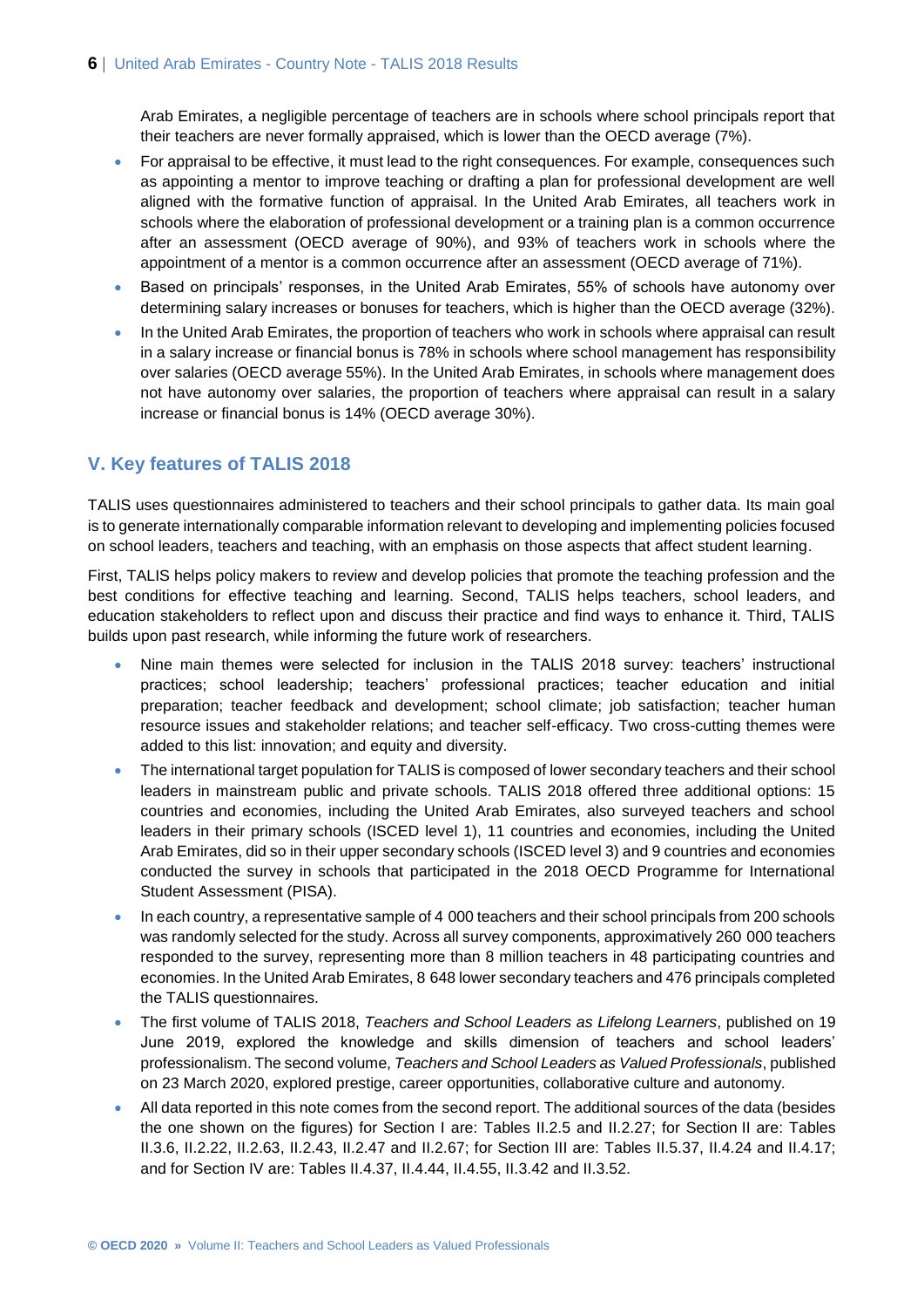Arab Emirates, a negligible percentage of teachers are in schools where school principals report that their teachers are never formally appraised, which is lower than the OECD average (7%).

- For appraisal to be effective, it must lead to the right consequences. For example, consequences such as appointing a mentor to improve teaching or drafting a plan for professional development are well aligned with the formative function of appraisal. In the United Arab Emirates, all teachers work in schools where the elaboration of professional development or a training plan is a common occurrence after an assessment (OECD average of 90%), and 93% of teachers work in schools where the appointment of a mentor is a common occurrence after an assessment (OECD average of 71%).
- Based on principals' responses, in the United Arab Emirates, 55% of schools have autonomy over determining salary increases or bonuses for teachers, which is higher than the OECD average (32%).
- In the United Arab Emirates, the proportion of teachers who work in schools where appraisal can result in a salary increase or financial bonus is 78% in schools where school management has responsibility over salaries (OECD average 55%). In the United Arab Emirates, in schools where management does not have autonomy over salaries, the proportion of teachers where appraisal can result in a salary increase or financial bonus is 14% (OECD average 30%).

## V. Key features of TALIS 2018

TALIS uses questionnaires administered to teachers and their school principals to gather data. Its main goal is to generate internationally comparable information relevant to developing and implementing policies focused on school leaders, teachers and teaching, with an emphasis on those aspects that affect student learning.

First, TALIS helps policy makers to review and develop policies that promote the teaching profession and the best conditions for effective teaching and learning. Second, TALIS helps teachers, school leaders, and education stakeholders to reflect upon and discuss their practice and find ways to enhance it. Third, TALIS builds upon past research, while informing the future work of researchers.

- Nine main themes were selected for inclusion in the TALIS 2018 survey: teachers' instructional practices; school leadership; teachers' professional practices; teacher education and initial preparation; teacher feedback and development; school climate; job satisfaction; teacher human resource issues and stakeholder relations; and teacher self-efficacy. Two cross-cutting themes were added to this list: innovation; and equity and diversity.
- The international target population for TALIS is composed of lower secondary teachers and their school leaders in mainstream public and private schools. TALIS 2018 offered three additional options: 15 countries and economies, including the United Arab Emirates, also surveyed teachers and school leaders in their primary schools (ISCED level 1), 11 countries and economies, including the United Arab Emirates, did so in their upper secondary schools (ISCED level 3) and 9 countries and economies conducted the survey in schools that participated in the 2018 OECD Programme for International Student Assessment (PISA).
- In each country, a representative sample of 4 000 teachers and their school principals from 200 schools was randomly selected for the study. Across all survey components, approximatively 260 000 teachers responded to the survey, representing more than 8 million teachers in 48 participating countries and economies. In the United Arab Emirates, 8 648 lower secondary teachers and 476 principals completed the TALIS questionnaires.
- The first volume of TALIS 2018, *Teachers and School Leaders as Lifelong Learners*, published on 19 June 2019, explored the knowledge and skills dimension of teachers and school leaders' professionalism. The second volume, *Teachers and School Leaders as Valued Professionals*, published on 23 March 2020, explored prestige, career opportunities, collaborative culture and autonomy.
- All data reported in this note comes from the second report. The additional sources of the data (besides the one shown on the figures) for Section I are: Tables II.2.5 and II.2.27; for Section II are: Tables II.3.6, II.2.22, II.2.63, II.2.43, II.2.47 and II.2.67; for Section III are: Tables II.5.37, II.4.24 and II.4.17; and for Section IV are: Tables II.4.37, II.4.44, II.4.55, II.3.42 and II.3.52.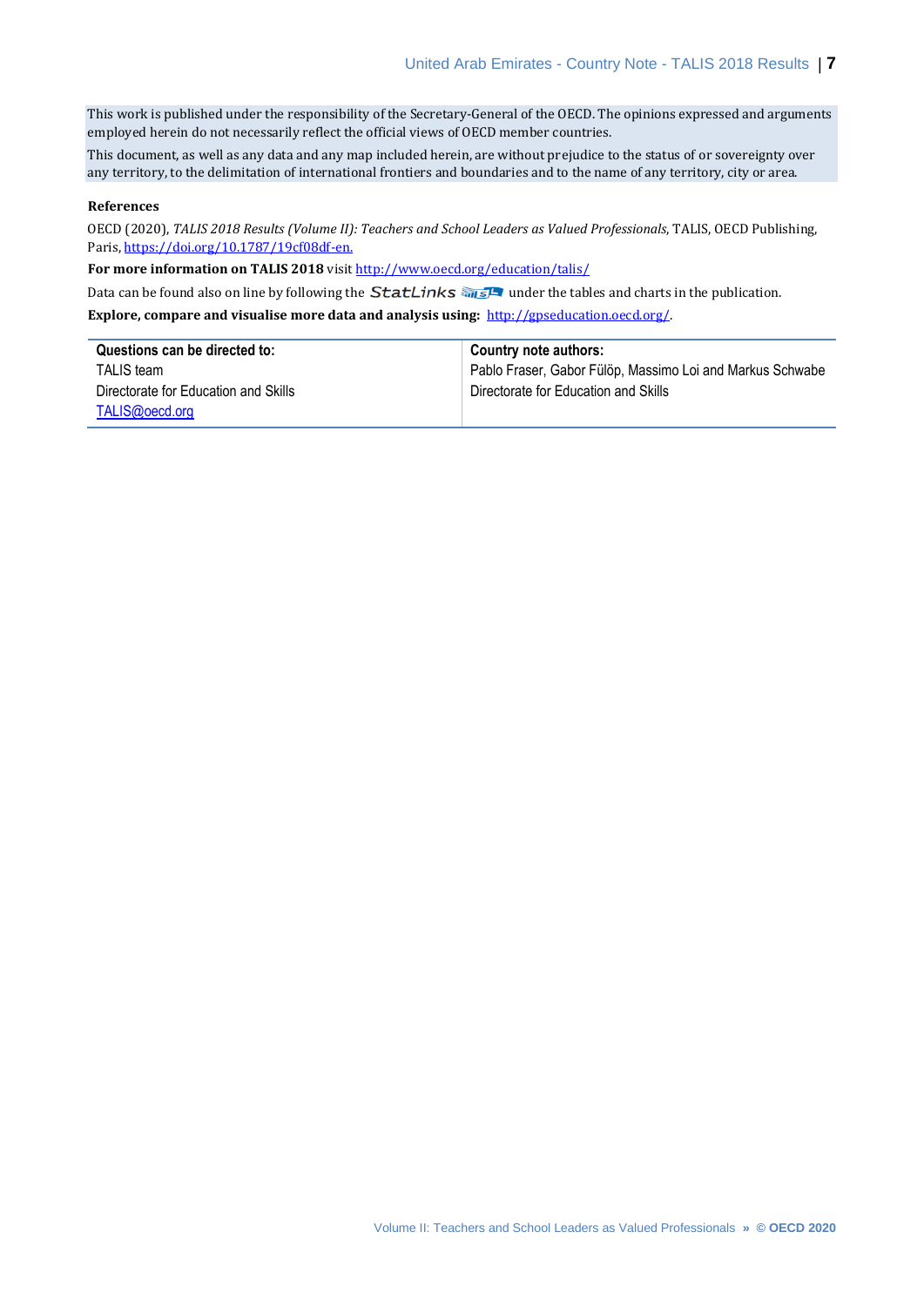This work is published under the responsibility of the Secretary-General of the OECD. The opinions expressed and arguments employed herein do not necessarily reflect the official views of OECD member countries.

This document, as well as any data and any map included herein, are without prejudice to the status of or sovereignty over any territory, to the delimitation of international frontiers and boundaries and to the name of any territory, city or area.

**References**

OECD (2020), *TALIS 2018 Results (Volume II): Teachers and School Leaders as Valued Professionals*, TALIS, OECD Publishing, Paris, https://doi.org/10.1787/19cf08df-en.

**For more information on TALIS 2018** visit http://www.oecd.org/education/talis/

Data can be found also on line by following the StatLinks under the tables and charts in the publication.

**Explore, compare and visualise more data and analysis using:** http://gpseducation.oecd.org/.

| | |
|---|---|
| **Questions can be directed to:** | **Country note authors:** |
| TALIS team | Pablo Fraser, Gabor Fülöp, Massimo Loi and Markus Schwabe |
| Directorate for Education and Skills | Directorate for Education and Skills |
| TALIS@oecd.org | |